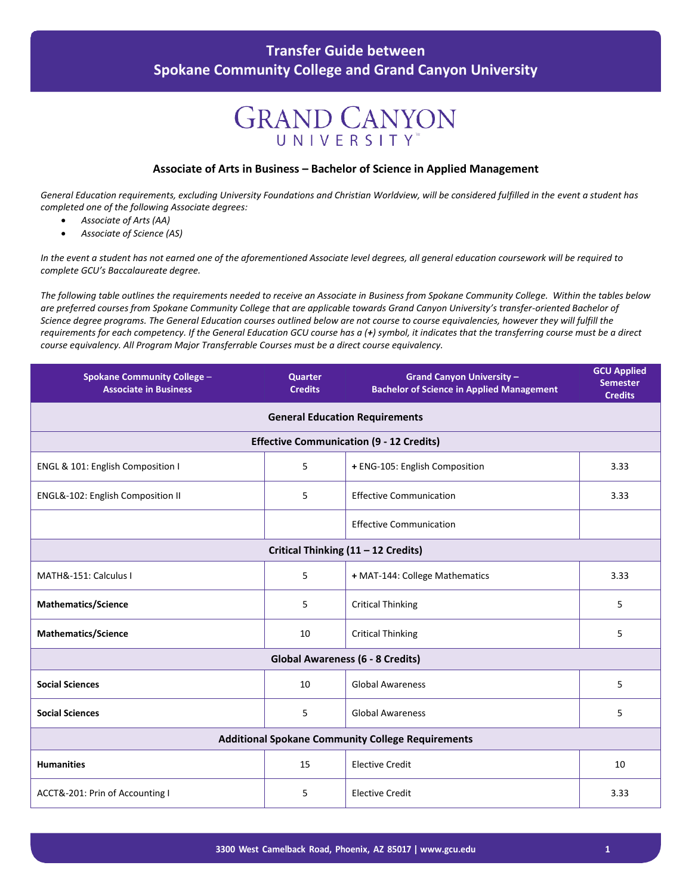# Transfer Guide between Spokane Community College and Grand Canyon University

GRAND CANYON UNIVERSITY

## Associate of Arts in Business – Bachelor of Science in Applied Management

*General Education requirements, excluding University Foundations and Christian Worldview, will be considered fulfilled in the event a student has completed one of the following Associate degrees:*

- *Associate of Arts (AA)*
- *Associate of Science (AS)*

*In the event a student has not earned one of the aforementioned Associate level degrees, all general education coursework will be required to complete GCU's Baccalaureate degree.*

*The following table outlines the requirements needed to receive an Associate in Business from Spokane Community College. Within the tables below are preferred courses from Spokane Community College that are applicable towards Grand Canyon University's transfer-oriented Bachelor of Science degree programs. The General Education courses outlined below are not course to course equivalencies, however they will fulfill the requirements for each competency. If the General Education GCU course has a (**+**) symbol, it indicates that the transferring course must be a direct course equivalency. All Program Major Transferrable Courses must be a direct course equivalency.*

| Spokane Community College – Associate in Business | Quarter Credits | Grand Canyon University – Bachelor of Science in Applied Management | GCU Applied Semester Credits |
|---|---|---|---|
| **General Education Requirements** | | | |
| **Effective Communication (9 - 12 Credits)** | | | |
| ENGL & 101: English Composition I | 5 | **+** ENG-105: English Composition | 3.33 |
| ENGL&-102: English Composition II | 5 | Effective Communication | 3.33 |
| | | Effective Communication | |
| **Critical Thinking (11 – 12 Credits)** | | | |
| MATH&-151: Calculus I | 5 | **+** MAT-144: College Mathematics | 3.33 |
| **Mathematics/Science** | 5 | Critical Thinking | 5 |
| **Mathematics/Science** | 10 | Critical Thinking | 5 |
| **Global Awareness (6 - 8 Credits)** | | | |
| **Social Sciences** | 10 | Global Awareness | 5 |
| **Social Sciences** | 5 | Global Awareness | 5 |
| **Additional Spokane Community College Requirements** | | | |
| **Humanities** | 15 | Elective Credit | 10 |
| ACCT&-201: Prin of Accounting I | 5 | Elective Credit | 3.33 |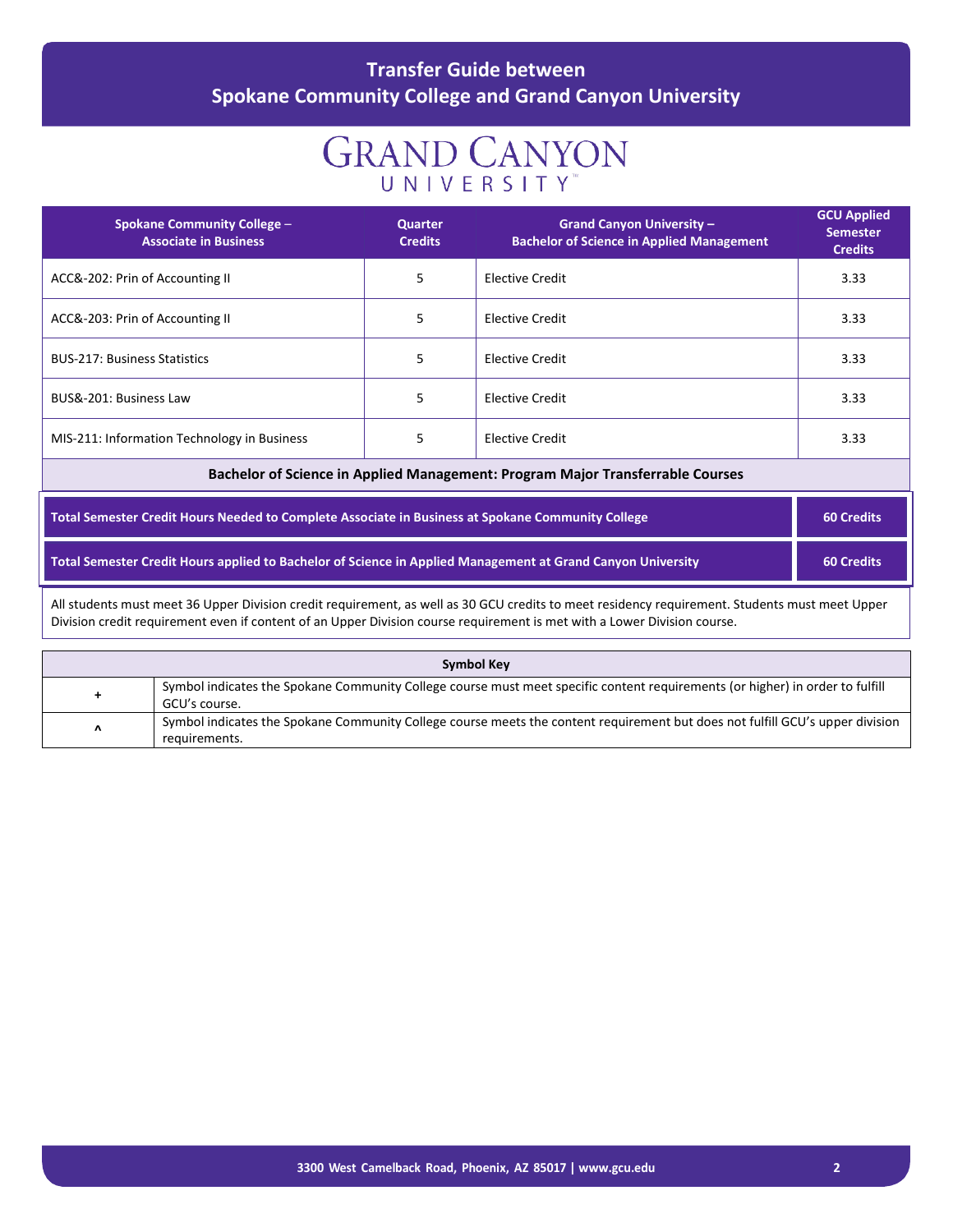## Transfer Guide between Spokane Community College and Grand Canyon University

GRAND CANYON UNIVERSITY

| Spokane Community College – Associate in Business | Quarter Credits | Grand Canyon University – Bachelor of Science in Applied Management | GCU Applied Semester Credits |
|---|---|---|---|
| ACC&-202: Prin of Accounting II | 5 | Elective Credit | 3.33 |
| ACC&-203: Prin of Accounting II | 5 | Elective Credit | 3.33 |
| BUS-217: Business Statistics | 5 | Elective Credit | 3.33 |
| BUS&-201: Business Law | 5 | Elective Credit | 3.33 |
| MIS-211: Information Technology in Business | 5 | Elective Credit | 3.33 |
| **Bachelor of Science in Applied Management: Program Major Transferrable Courses** | | | |
| **Total Semester Credit Hours Needed to Complete Associate in Business at Spokane Community College** | | | **60 Credits** |
| **Total Semester Credit Hours applied to Bachelor of Science in Applied Management at Grand Canyon University** | | | **60 Credits** |

All students must meet 36 Upper Division credit requirement, as well as 30 GCU credits to meet residency requirement. Students must meet Upper Division credit requirement even if content of an Upper Division course requirement is met with a Lower Division course.

| Symbol Key | |
|---|---|
| + | Symbol indicates the Spokane Community College course must meet specific content requirements (or higher) in order to fulfill GCU's course. |
| ^ | Symbol indicates the Spokane Community College course meets the content requirement but does not fulfill GCU's upper division requirements. |

3300 West Camelback Road, Phoenix, AZ 85017 | www.gcu.edu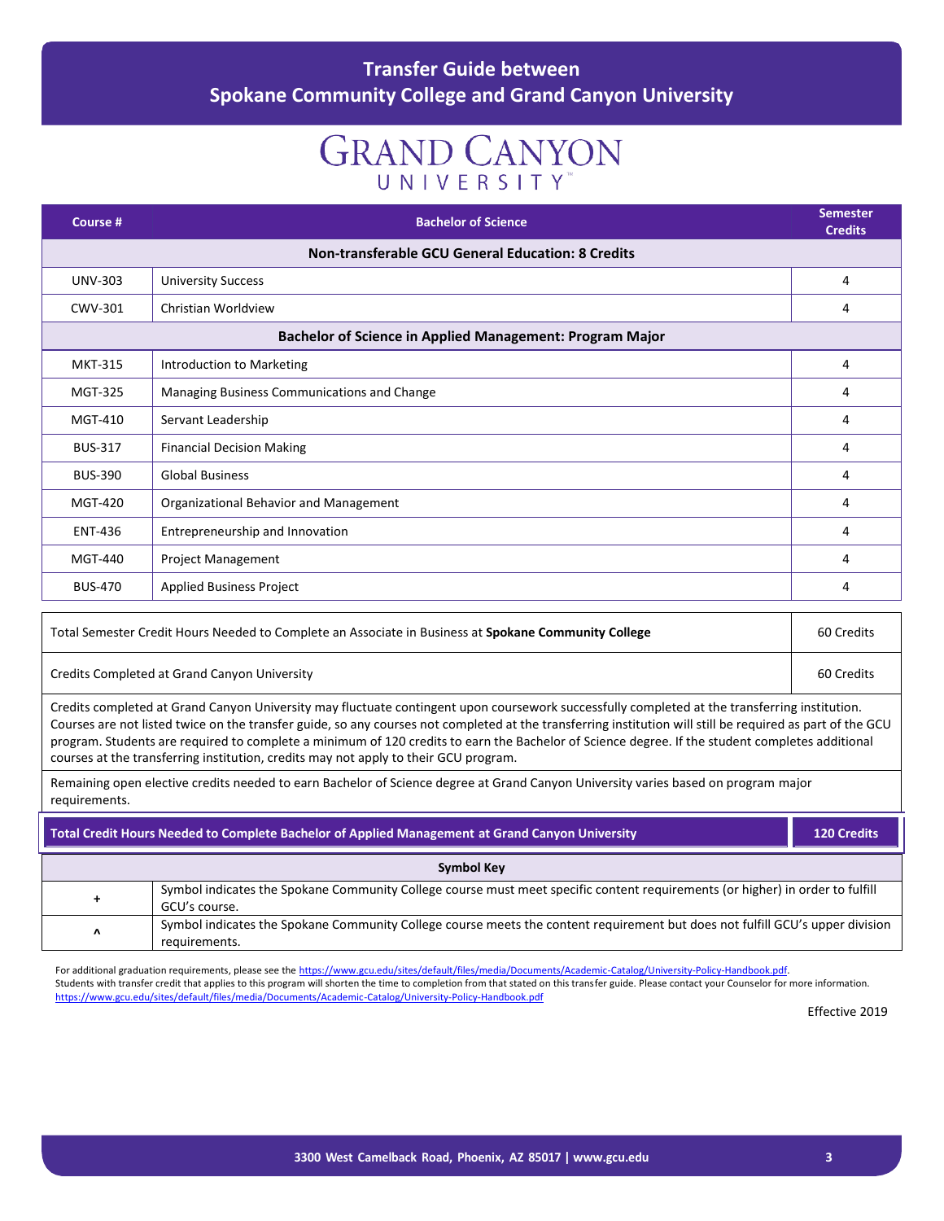# Transfer Guide between Spokane Community College and Grand Canyon University

GRAND CANYON UNIVERSITY

| Course # | Bachelor of Science | Semester Credits |
| --- | --- | --- |
| | **Non-transferable GCU General Education: 8 Credits** | |
| UNV-303 | University Success | 4 |
| CWV-301 | Christian Worldview | 4 |
| | **Bachelor of Science in Applied Management: Program Major** | |
| MKT-315 | Introduction to Marketing | 4 |
| MGT-325 | Managing Business Communications and Change | 4 |
| MGT-410 | Servant Leadership | 4 |
| BUS-317 | Financial Decision Making | 4 |
| BUS-390 | Global Business | 4 |
| MGT-420 | Organizational Behavior and Management | 4 |
| ENT-436 | Entrepreneurship and Innovation | 4 |
| MGT-440 | Project Management | 4 |
| BUS-470 | Applied Business Project | 4 |

| | |
| --- | --- |
| Total Semester Credit Hours Needed to Complete an Associate in Business at **Spokane Community College** | 60 Credits |
| Credits Completed at Grand Canyon University | 60 Credits |

Credits completed at Grand Canyon University may fluctuate contingent upon coursework successfully completed at the transferring institution. Courses are not listed twice on the transfer guide, so any courses not completed at the transferring institution will still be required as part of the GCU program. Students are required to complete a minimum of 120 credits to earn the Bachelor of Science degree. If the student completes additional courses at the transferring institution, credits may not apply to their GCU program.

Remaining open elective credits needed to earn Bachelor of Science degree at Grand Canyon University varies based on program major requirements.

| | |
| --- | --- |
| **Total Credit Hours Needed to Complete Bachelor of Applied Management at Grand Canyon University** | **120 Credits** |

| Symbol Key | |
| --- | --- |
| + | Symbol indicates the Spokane Community College course must meet specific content requirements (or higher) in order to fulfill GCU's course. |
| ^ | Symbol indicates the Spokane Community College course meets the content requirement but does not fulfill GCU's upper division requirements. |

For additional graduation requirements, please see the https://www.gcu.edu/sites/default/files/media/Documents/Academic-Catalog/University-Policy-Handbook.pdf.
Students with transfer credit that applies to this program will shorten the time to completion from that stated on this transfer guide. Please contact your Counselor for more information.
https://www.gcu.edu/sites/default/files/media/Documents/Academic-Catalog/University-Policy-Handbook.pdf

Effective 2019

3300 West Camelback Road, Phoenix, AZ 85017 | www.gcu.edu